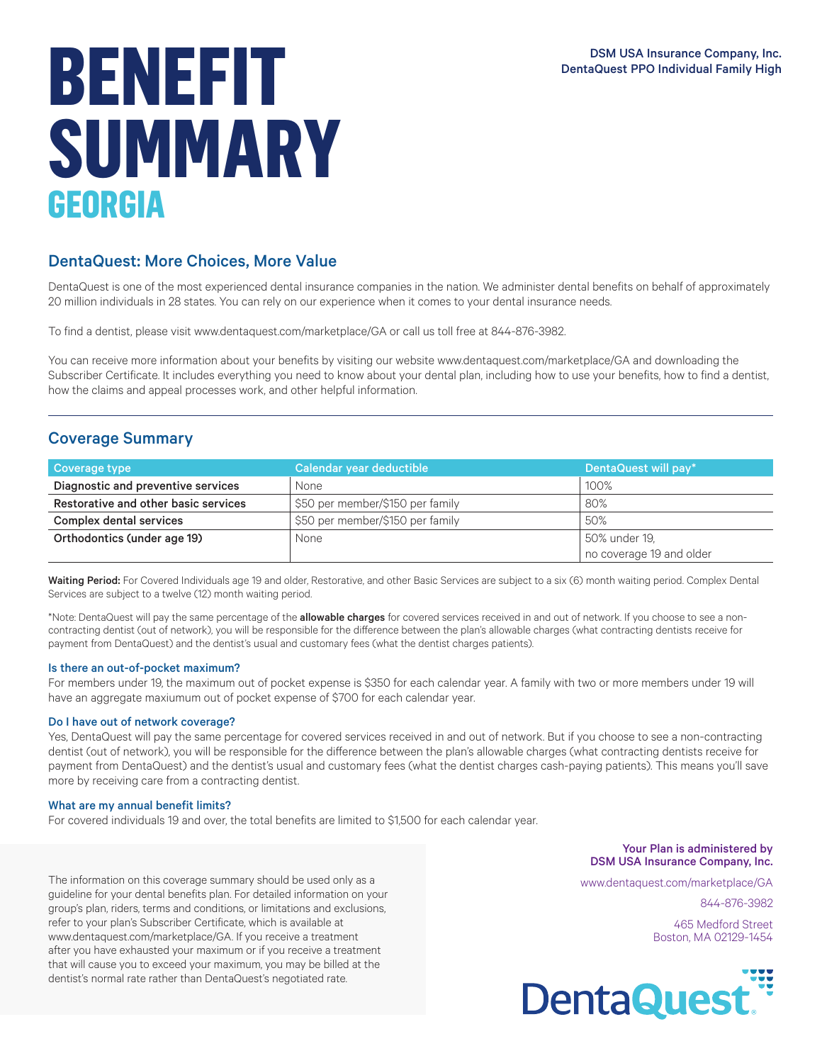# BENEFIT SUMMARY
## GEORGIA

DSM USA Insurance Company, Inc.
DentaQuest PPO Individual Family High

## DentaQuest: More Choices, More Value

DentaQuest is one of the most experienced dental insurance companies in the nation. We administer dental benefits on behalf of approximately 20 million individuals in 28 states. You can rely on our experience when it comes to your dental insurance needs.

To find a dentist, please visit www.dentaquest.com/marketplace/GA or call us toll free at 844-876-3982.

You can receive more information about your benefits by visiting our website www.dentaquest.com/marketplace/GA and downloading the Subscriber Certificate. It includes everything you need to know about your dental plan, including how to use your benefits, how to find a dentist, how the claims and appeal processes work, and other helpful information.

## Coverage Summary

| Coverage type | Calendar year deductible | DentaQuest will pay* |
|---|---|---|
| **Diagnostic and preventive services** | None | 100% |
| **Restorative and other basic services** | $50 per member/$150 per family | 80% |
| **Complex dental services** | $50 per member/$150 per family | 50% |
| **Orthodontics (under age 19)** | None | 50% under 19, no coverage 19 and older |

**Waiting Period:** For Covered Individuals age 19 and older, Restorative, and other Basic Services are subject to a six (6) month waiting period. Complex Dental Services are subject to a twelve (12) month waiting period.

*Note: DentaQuest will pay the same percentage of the **allowable charges** for covered services received in and out of network. If you choose to see a non-contracting dentist (out of network), you will be responsible for the difference between the plan's allowable charges (what contracting dentists receive for payment from DentaQuest) and the dentist's usual and customary fees (what the dentist charges patients).

### Is there an out-of-pocket maximum?

For members under 19, the maximum out of pocket expense is $350 for each calendar year. A family with two or more members under 19 will have an aggregate maxiumum out of pocket expense of $700 for each calendar year.

### Do I have out of network coverage?

Yes, DentaQuest will pay the same percentage for covered services received in and out of network. But if you choose to see a non-contracting dentist (out of network), you will be responsible for the difference between the plan's allowable charges (what contracting dentists receive for payment from DentaQuest) and the dentist's usual and customary fees (what the dentist charges cash-paying patients). This means you'll save more by receiving care from a contracting dentist.

### What are my annual benefit limits?

For covered individuals 19 and over, the total benefits are limited to $1,500 for each calendar year.

The information on this coverage summary should be used only as a guideline for your dental benefits plan. For detailed information on your group's plan, riders, terms and conditions, or limitations and exclusions, refer to your plan's Subscriber Certificate, which is available at www.dentaquest.com/marketplace/GA. If you receive a treatment after you have exhausted your maximum or if you receive a treatment that will cause you to exceed your maximum, you may be billed at the dentist's normal rate rather than DentaQuest's negotiated rate.

**Your Plan is administered by DSM USA Insurance Company, Inc.**

www.dentaquest.com/marketplace/GA

844-876-3982

465 Medford Street
Boston, MA 02129-1454

DentaQuest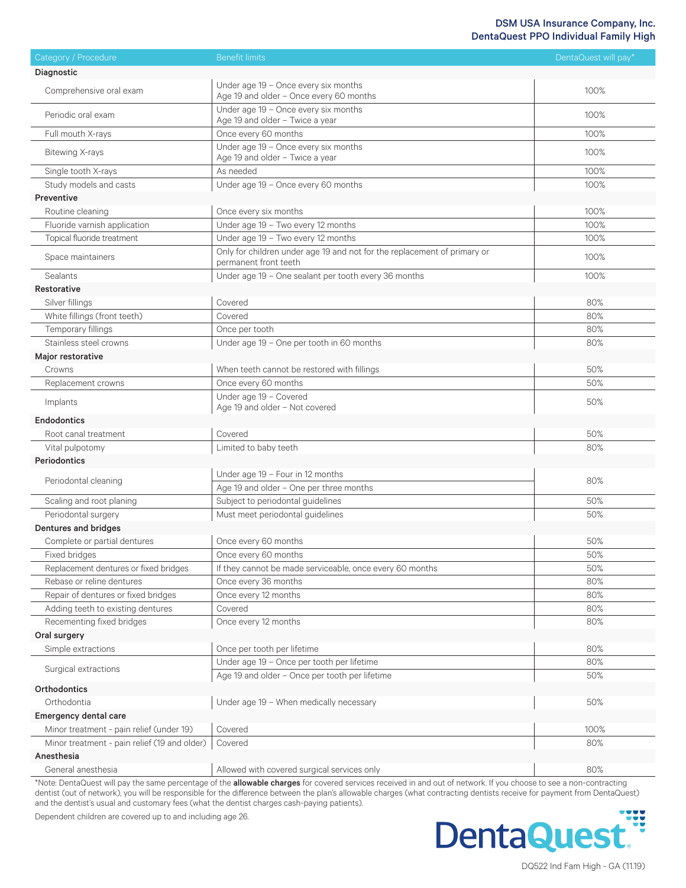DSM USA Insurance Company, Inc.
DentaQuest PPO Individual Family High

| Category / Procedure | Benefit limits | DentaQuest will pay* |
|---|---|---|
| **Diagnostic** | | |
| Comprehensive oral exam | Under age 19 – Once every six months<br>Age 19 and older – Once every 60 months | 100% |
| Periodic oral exam | Under age 19 – Once every six months<br>Age 19 and older – Twice a year | 100% |
| Full mouth X-rays | Once every 60 months | 100% |
| Bitewing X-rays | Under age 19 – Once every six months<br>Age 19 and older – Twice a year | 100% |
| Single tooth X-rays | As needed | 100% |
| Study models and casts | Under age 19 – Once every 60 months | 100% |
| **Preventive** | | |
| Routine cleaning | Once every six months | 100% |
| Fluoride varnish application | Under age 19 – Two every 12 months | 100% |
| Topical fluoride treatment | Under age 19 – Two every 12 months | 100% |
| Space maintainers | Only for children under age 19 and not for the replacement of primary or permanent front teeth | 100% |
| Sealants | Under age 19 – One sealant per tooth every 36 months | 100% |
| **Restorative** | | |
| Silver fillings | Covered | 80% |
| White fillings (front teeth) | Covered | 80% |
| Temporary fillings | Once per tooth | 80% |
| Stainless steel crowns | Under age 19 – One per tooth in 60 months | 80% |
| **Major restorative** | | |
| Crowns | When teeth cannot be restored with fillings | 50% |
| Replacement crowns | Once every 60 months | 50% |
| Implants | Under age 19 – Covered<br>Age 19 and older – Not covered | 50% |
| **Endodontics** | | |
| Root canal treatment | Covered | 50% |
| Vital pulpotomy | Limited to baby teeth | 80% |
| **Periodontics** | | |
| Periodontal cleaning | Under age 19 – Four in 12 months<br>Age 19 and older – One per three months | 80% |
| Scaling and root planing | Subject to periodontal guidelines | 50% |
| Periodontal surgery | Must meet periodontal guidelines | 50% |
| **Dentures and bridges** | | |
| Complete or partial dentures | Once every 60 months | 50% |
| Fixed bridges | Once every 60 months | 50% |
| Replacement dentures or fixed bridges | If they cannot be made serviceable, once every 60 months | 50% |
| Rebase or reline dentures | Once every 36 months | 80% |
| Repair of dentures or fixed bridges | Once every 12 months | 80% |
| Adding teeth to existing dentures | Covered | 80% |
| Recementing fixed bridges | Once every 12 months | 80% |
| **Oral surgery** | | |
| Simple extractions | Once per tooth per lifetime | 80% |
| Surgical extractions | Under age 19 – Once per tooth per lifetime | 80% |
| | Age 19 and older – Once per tooth per lifetime | 50% |
| **Orthodontics** | | |
| Orthodontia | Under age 19 – When medically necessary | 50% |
| **Emergency dental care** | | |
| Minor treatment - pain relief (under 19) | Covered | 100% |
| Minor treatment - pain relief (19 and older) | Covered | 80% |
| **Anesthesia** | | |
| General anesthesia | Allowed with covered surgical services only | 80% |

*Note: DentaQuest will pay the same percentage of the **allowable charges** for covered services received in and out of network. If you choose to see a non-contracting dentist (out of network), you will be responsible for the difference between the plan's allowable charges (what contracting dentists receive for payment from DentaQuest) and the dentist's usual and customary fees (what the dentist charges cash-paying patients).

Dependent children are covered up to and including age 26.

DentaQuest

DQ522 Ind Fam High - GA (11.19)